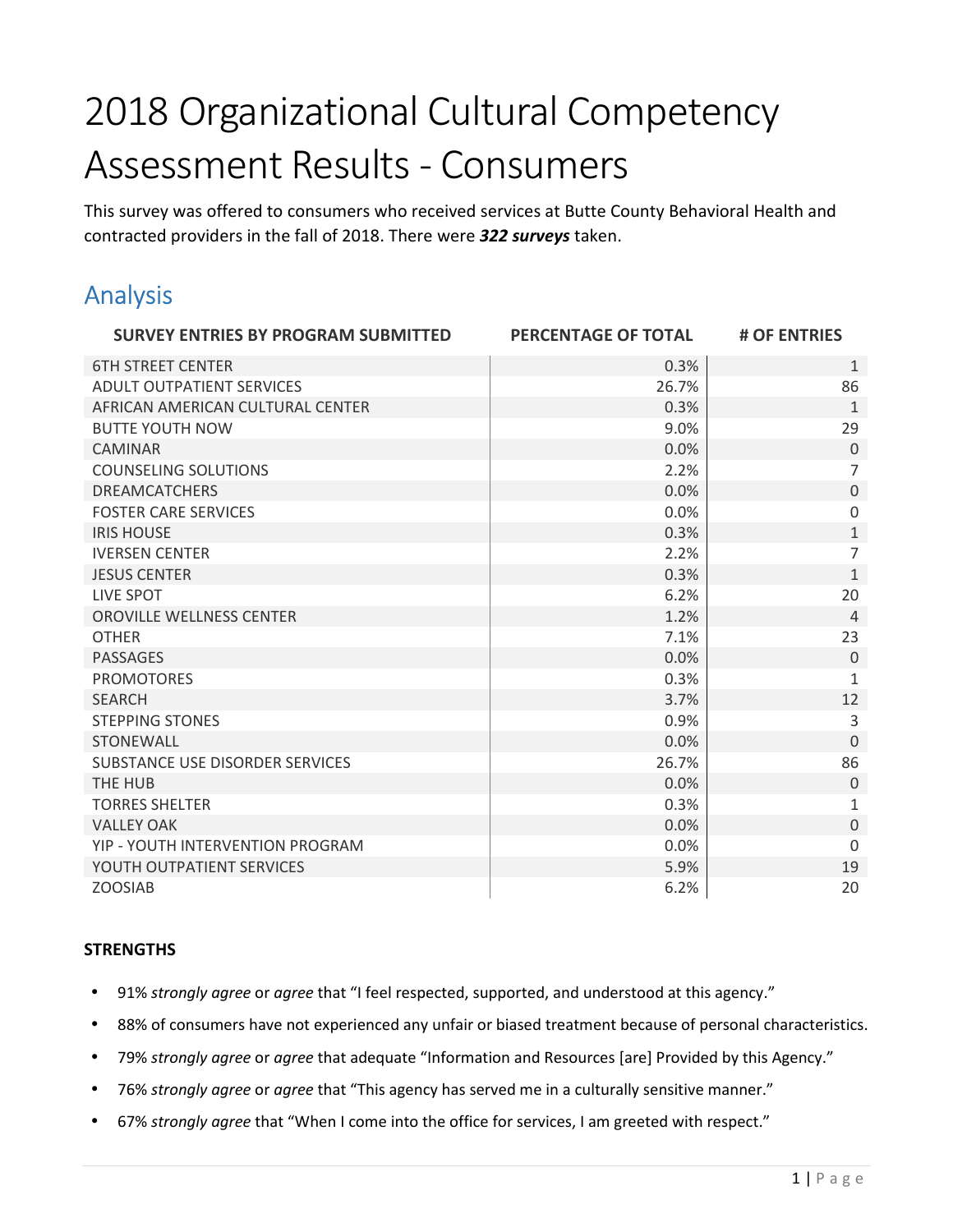# 2018 Organizational Cultural Competency Assessment Results - Consumers

This survey was offered to consumers who received services at Butte County Behavioral Health and contracted providers in the fall of 2018. There were ***322 surveys*** taken.

## Analysis

| SURVEY ENTRIES BY PROGRAM SUBMITTED | PERCENTAGE OF TOTAL | # OF ENTRIES |
|---|---|---|
| 6TH STREET CENTER | 0.3% | 1 |
| ADULT OUTPATIENT SERVICES | 26.7% | 86 |
| AFRICAN AMERICAN CULTURAL CENTER | 0.3% | 1 |
| BUTTE YOUTH NOW | 9.0% | 29 |
| CAMINAR | 0.0% | 0 |
| COUNSELING SOLUTIONS | 2.2% | 7 |
| DREAMCATCHERS | 0.0% | 0 |
| FOSTER CARE SERVICES | 0.0% | 0 |
| IRIS HOUSE | 0.3% | 1 |
| IVERSEN CENTER | 2.2% | 7 |
| JESUS CENTER | 0.3% | 1 |
| LIVE SPOT | 6.2% | 20 |
| OROVILLE WELLNESS CENTER | 1.2% | 4 |
| OTHER | 7.1% | 23 |
| PASSAGES | 0.0% | 0 |
| PROMOTORES | 0.3% | 1 |
| SEARCH | 3.7% | 12 |
| STEPPING STONES | 0.9% | 3 |
| STONEWALL | 0.0% | 0 |
| SUBSTANCE USE DISORDER SERVICES | 26.7% | 86 |
| THE HUB | 0.0% | 0 |
| TORRES SHELTER | 0.3% | 1 |
| VALLEY OAK | 0.0% | 0 |
| YIP - YOUTH INTERVENTION PROGRAM | 0.0% | 0 |
| YOUTH OUTPATIENT SERVICES | 5.9% | 19 |
| ZOOSIAB | 6.2% | 20 |

**STRENGTHS**

- 91% *strongly agree* or *agree* that "I feel respected, supported, and understood at this agency."
- 88% of consumers have not experienced any unfair or biased treatment because of personal characteristics.
- 79% *strongly agree* or *agree* that adequate "Information and Resources [are] Provided by this Agency."
- 76% *strongly agree* or *agree* that "This agency has served me in a culturally sensitive manner."
- 67% *strongly agree* that "When I come into the office for services, I am greeted with respect."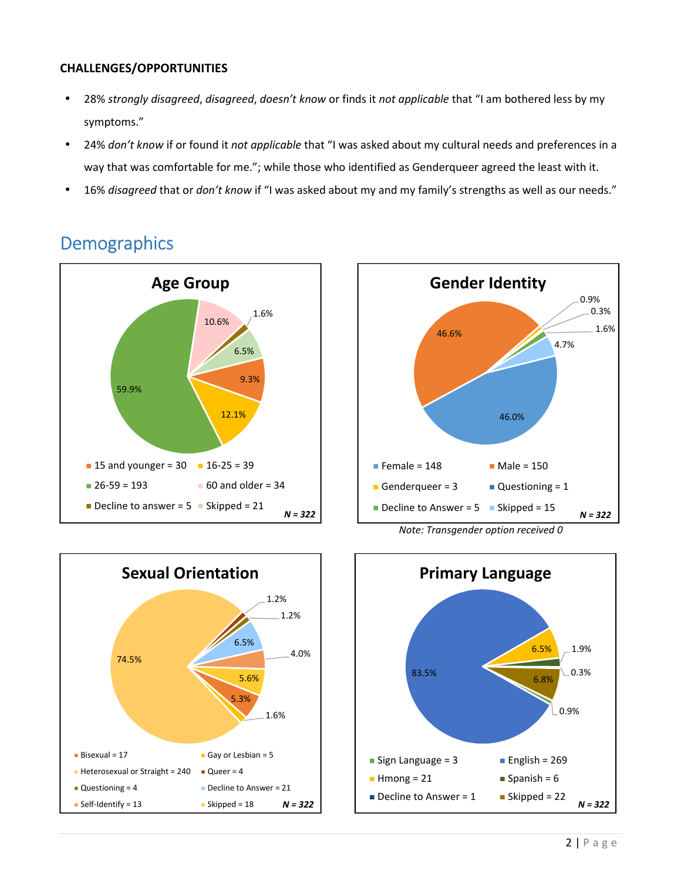**CHALLENGES/OPPORTUNITIES**

- 28% *strongly disagreed*, *disagreed*, *doesn't know* or finds it *not applicable* that "I am bothered less by my symptoms."
- 24% *don't know* if or found it *not applicable* that "I was asked about my cultural needs and preferences in a way that was comfortable for me."; while those who identified as Genderqueer agreed the least with it.
- 16% *disagreed* that or *don't know* if "I was asked about my and my family's strengths as well as our needs."

# Demographics

**Age Group**

- 15 and younger = 30 (9.3%)
- 16-25 = 39 (12.1%)
- 26-59 = 193 (59.9%)
- 60 and older = 34 (10.6%)
- Decline to answer = 5 (1.6%)
- Skipped = 21 (6.5%)

*N = 322*

**Gender Identity**

- Female = 148 (46.0%)
- Male = 150 (46.6%)
- Genderqueer = 3 (0.9%)
- Questioning = 1 (0.3%)
- Decline to Answer = 5 (1.6%)
- Skipped = 15 (4.7%)

*N = 322*

*Note: Transgender option received 0*

**Sexual Orientation**

- Bisexual = 17 (5.3%)
- Gay or Lesbian = 5 (1.6%)
- Heterosexual or Straight = 240 (74.5%)
- Queer = 4 (1.2%)
- Questioning = 4 (1.2%)
- Decline to Answer = 21 (6.5%)
- Self-Identify = 13 (4.0%)
- Skipped = 18 (5.6%)

*N = 322*

**Primary Language**

- Sign Language = 3 (0.9%)
- English = 269 (83.5%)
- Hmong = 21 (6.5%)
- Spanish = 6 (1.9%)
- Decline to Answer = 1 (0.3%)
- Skipped = 22 (6.8%)

*N = 322*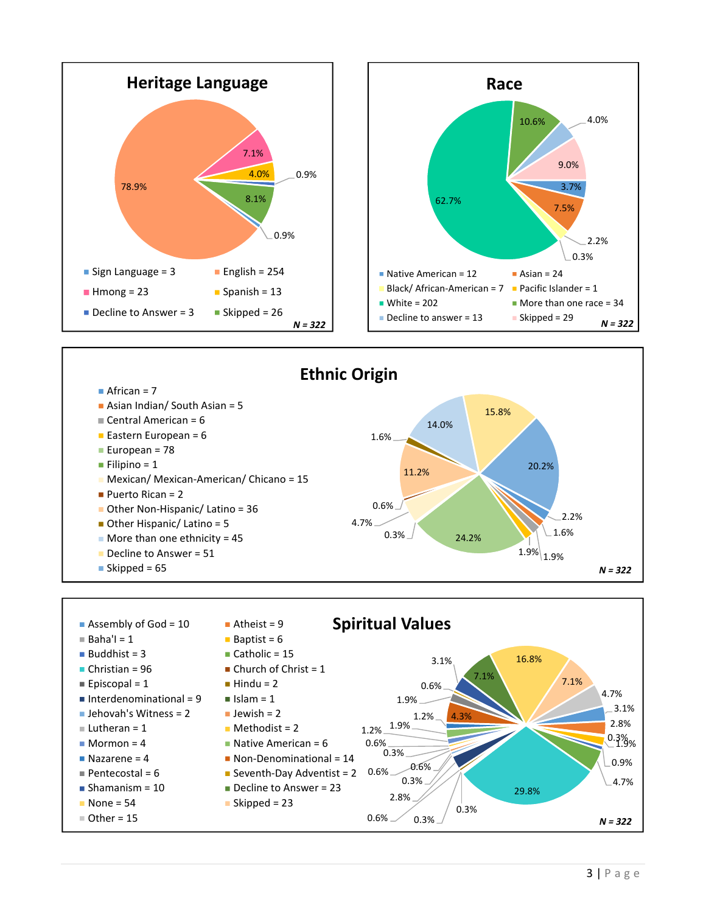## Heritage Language

- Sign Language = 3
- English = 254
- Hmong = 23
- Spanish = 13
- Decline to Answer = 3
- Skipped = 26

78.9% | 7.1% | 4.0% | 0.9% | 8.1% | 0.9%

*N = 322*

## Race

- Native American = 12
- Asian = 24
- Black/ African-American = 7
- Pacific Islander = 1
- White = 202
- More than one race = 34
- Decline to answer = 13
- Skipped = 29

62.7% | 10.6% | 4.0% | 9.0% | 3.7% | 7.5% | 2.2% | 0.3%

*N = 322*

## Ethnic Origin

- African = 7
- Asian Indian/ South Asian = 5
- Central American = 6
- Eastern European = 6
- European = 78
- Filipino = 1
- Mexican/ Mexican-American/ Chicano = 15
- Puerto Rican = 2
- Other Non-Hispanic/ Latino = 36
- Other Hispanic/ Latino = 5
- More than one ethnicity = 45
- Decline to Answer = 51
- Skipped = 65

20.2% | 2.2% | 1.6% | 1.9% | 1.9% | 24.2% | 0.3% | 4.7% | 0.6% | 11.2% | 1.6% | 14.0% | 15.8%

*N = 322*

## Spiritual Values

- Assembly of God = 10
- Atheist = 9
- Baha'I = 1
- Baptist = 6
- Buddhist = 3
- Catholic = 15
- Christian = 96
- Church of Christ = 1
- Episcopal = 1
- Hindu = 2
- Interdenominational = 9
- Islam = 1
- Jehovah's Witness = 2
- Jewish = 2
- Lutheran = 1
- Methodist = 2
- Mormon = 4
- Native American = 6
- Nazarene = 4
- Non-Denominational = 14
- Pentecostal = 6
- Seventh-Day Adventist = 2
- Shamanism = 10
- Decline to Answer = 23
- None = 54
- Skipped = 23
- Other = 15

16.8% | 7.1% | 4.7% | 3.1% | 2.8% | 0.3% | 1.9% | 0.9% | 4.7% | 29.8% | 0.3% | 0.3% | 0.6% | 2.8% | 0.3% | 0.6% | 0.6% | 0.3% | 0.6% | 1.2% | 1.9% | 1.2% | 4.3% | 1.9% | 0.6% | 3.1% | 7.1%

*N = 322*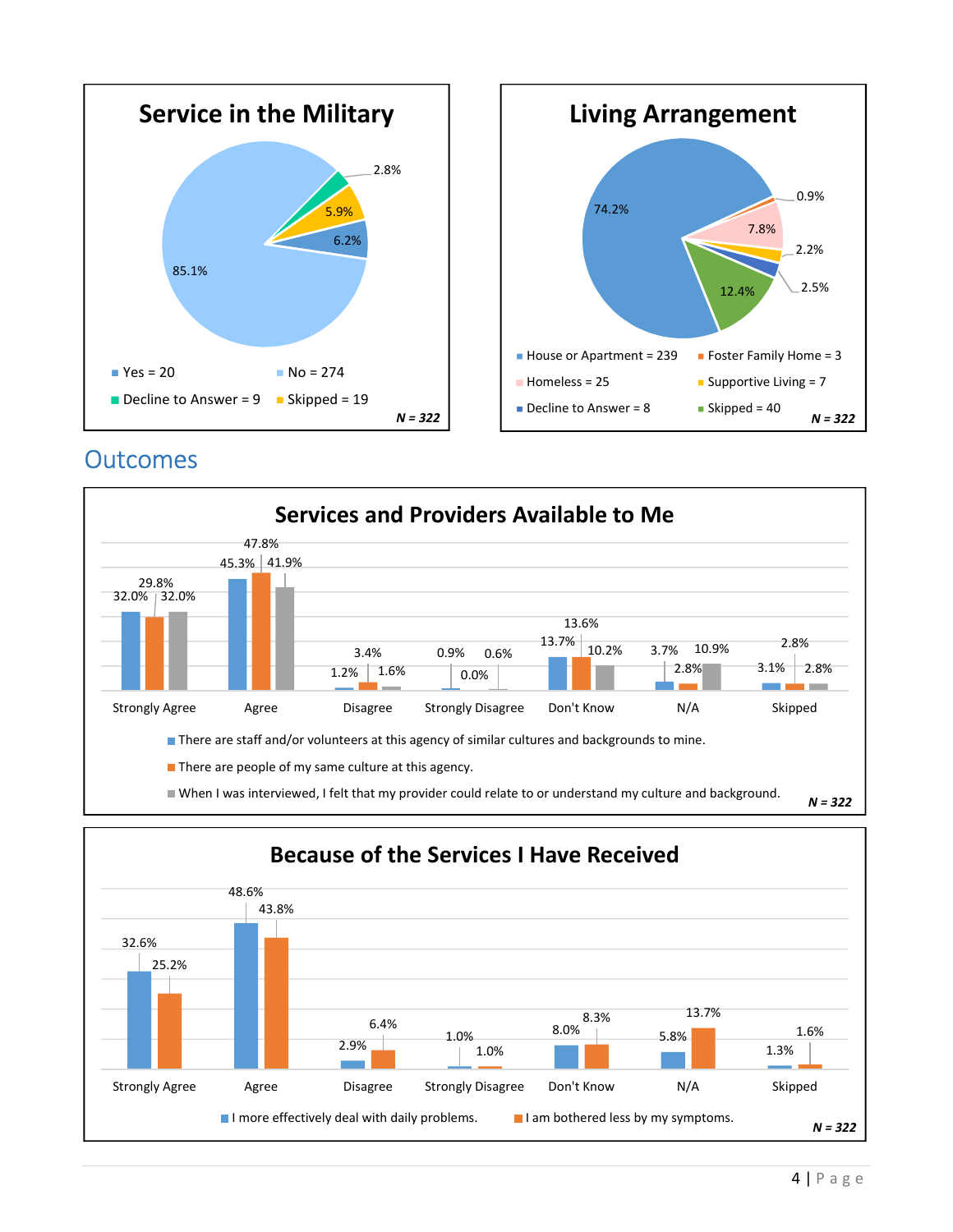## Service in the Military

| Response | Count | Percent |
| --- | --- | --- |
| Yes | 20 | 6.2% |
| No | 274 | 85.1% |
| Decline to Answer | 9 | 2.8% |
| Skipped | 19 | 5.9% |

*N = 322*

## Living Arrangement

| Response | Count | Percent |
| --- | --- | --- |
| House or Apartment | 239 | 74.2% |
| Foster Family Home | 3 | 0.9% |
| Homeless | 25 | 7.8% |
| Supportive Living | 7 | 2.2% |
| Decline to Answer | 8 | 2.5% |
| Skipped | 40 | 12.4% |

*N = 322*

# Outcomes

## Services and Providers Available to Me

| Response | There are staff and/or volunteers at this agency of similar cultures and backgrounds to mine. | There are people of my same culture at this agency. | When I was interviewed, I felt that my provider could relate to or understand my culture and background. |
| --- | --- | --- | --- |
| Strongly Agree | 32.0% | 29.8% | 32.0% |
| Agree | 45.3% | 47.8% | 41.9% |
| Disagree | 1.2% | 3.4% | 1.6% |
| Strongly Disagree | 0.9% | 0.0% | 0.6% |
| Don't Know | 13.7% | 13.6% | 10.2% |
| N/A | 3.7% | 2.8% | 10.9% |
| Skipped | 3.1% | 2.8% | 2.8% |

*N = 322*

## Because of the Services I Have Received

| Response | I more effectively deal with daily problems. | I am bothered less by my symptoms. |
| --- | --- | --- |
| Strongly Agree | 32.6% | 25.2% |
| Agree | 48.6% | 43.8% |
| Disagree | 2.9% | 6.4% |
| Strongly Disagree | 1.0% | 1.0% |
| Don't Know | 8.0% | 8.3% |
| N/A | 5.8% | 13.7% |
| Skipped | 1.3% | 1.6% |

*N = 322*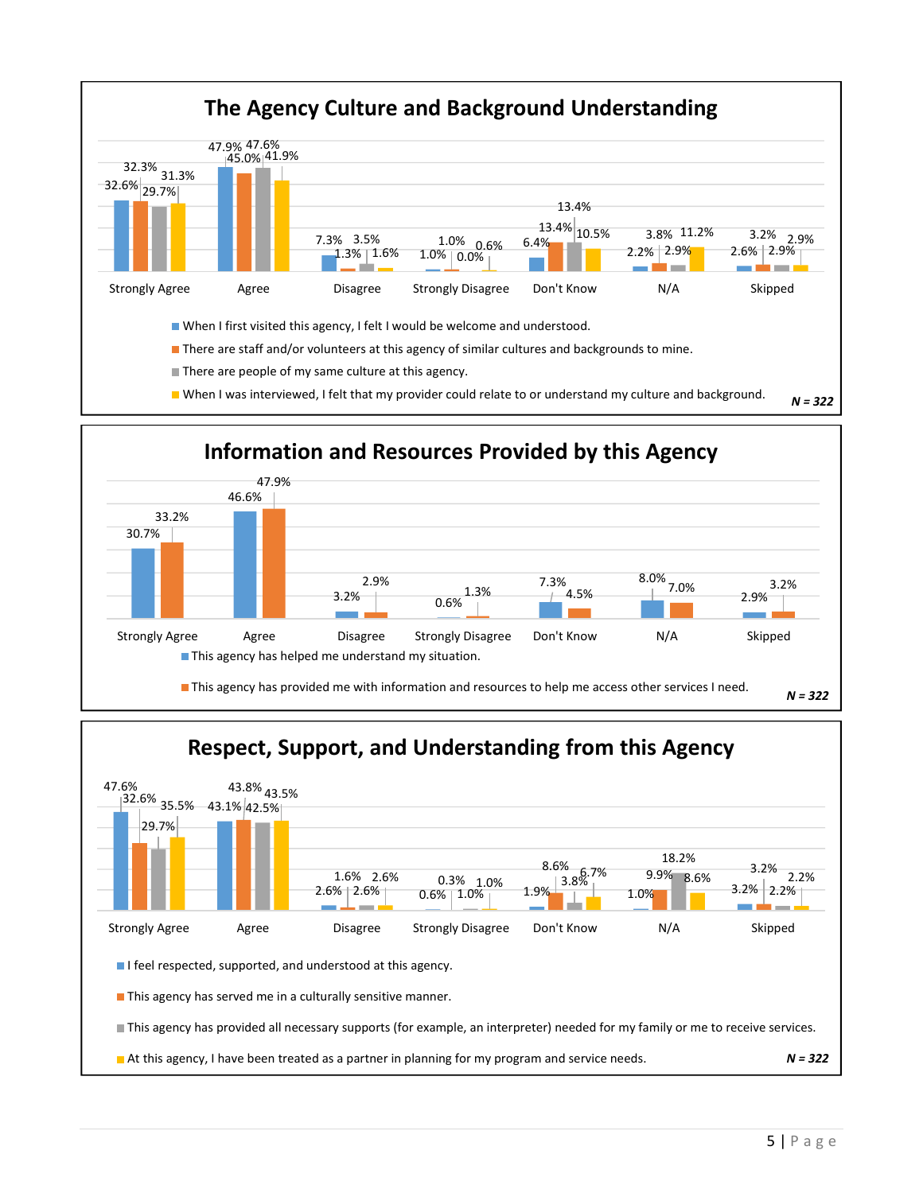## The Agency Culture and Background Understanding

| Response | When I first visited this agency, I felt I would be welcome and understood. | There are staff and/or volunteers at this agency of similar cultures and backgrounds to mine. | There are people of my same culture at this agency. | When I was interviewed, I felt that my provider could relate to or understand my culture and background. |
|---|---|---|---|---|
| Strongly Agree | 32.6% | 32.3% | 29.7% | 31.3% |
| Agree | 47.9% | 45.0% | 47.6% | 41.9% |
| Disagree | 7.3% | 1.3% | 3.5% | 1.6% |
| Strongly Disagree | 1.0% | 1.0% | 0.0% | 0.6% |
| Don't Know | 6.4% | 13.4% | 13.4% | 10.5% |
| N/A | 2.2% | 3.8% | 2.9% | 11.2% |
| Skipped | 2.6% | 3.2% | 2.9% | 2.9% |

***N = 322***

## Information and Resources Provided by this Agency

| Response | This agency has helped me understand my situation. | This agency has provided me with information and resources to help me access other services I need. |
|---|---|---|
| Strongly Agree | 30.7% | 33.2% |
| Agree | 46.6% | 47.9% |
| Disagree | 3.2% | 2.9% |
| Strongly Disagree | 0.6% | 1.3% |
| Don't Know | 7.3% | 4.5% |
| N/A | 8.0% | 7.0% |
| Skipped | 2.9% | 3.2% |

***N = 322***

## Respect, Support, and Understanding from this Agency

| Response | I feel respected, supported, and understood at this agency. | This agency has served me in a culturally sensitive manner. | This agency has provided all necessary supports (for example, an interpreter) needed for my family or me to receive services. | At this agency, I have been treated as a partner in planning for my program and service needs. |
|---|---|---|---|---|
| Strongly Agree | 47.6% | 32.6% | 29.7% | 35.5% |
| Agree | 43.1% | 43.8% | 42.5% | 43.5% |
| Disagree | 2.6% | 1.6% | 2.6% | 2.6% |
| Strongly Disagree | 0.6% | 0.3% | 1.0% | 1.0% |
| Don't Know | 1.9% | 8.6% | 3.8% | 6.7% |
| N/A | 1.0% | 9.9% | 18.2% | 8.6% |
| Skipped | 3.2% | 3.2% | 2.2% | 2.2% |

***N = 322***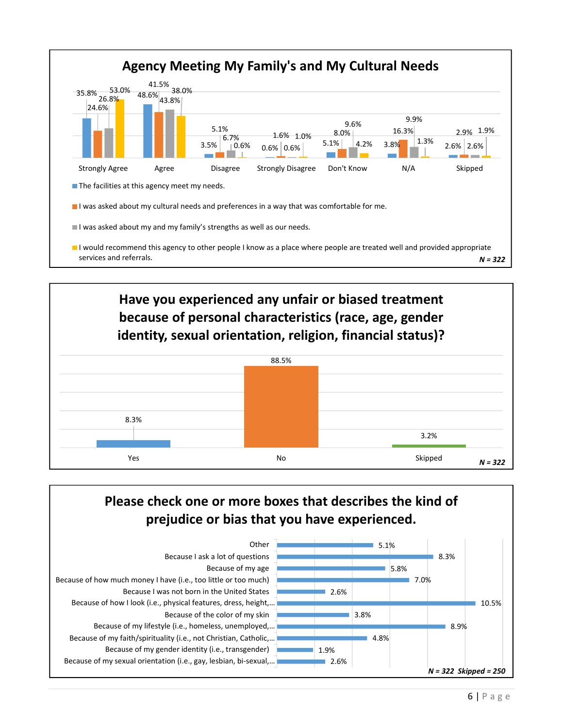## Agency Meeting My Family's and My Cultural Needs

| | Strongly Agree | Agree | Disagree | Strongly Disagree | Don't Know | N/A | Skipped |
|---|---|---|---|---|---|---|---|
| The facilities at this agency meet my needs. | 35.8% | 48.6% | 3.5% | 0.6% | 5.1% | 3.8% | 2.6% |
| I was asked about my cultural needs and preferences in a way that was comfortable for me. | 24.6% | 41.5% | 5.1% | 1.6% | 8.0% | 16.3% | 2.9% |
| I was asked about my and my family's strengths as well as our needs. | 26.8% | 43.8% | 6.7% | 0.6% | 9.6% | 9.9% | 2.6% |
| I would recommend this agency to other people I know as a place where people are treated well and provided appropriate services and referrals. | 53.0% | 38.0% | 0.6% | 1.0% | 4.2% | 1.3% | 1.9% |

*N = 322*

## Have you experienced any unfair or biased treatment because of personal characteristics (race, age, gender identity, sexual orientation, religion, financial status)?

| Yes | No | Skipped |
|---|---|---|
| 8.3% | 88.5% | 3.2% |

*N = 322*

## Please check one or more boxes that describes the kind of prejudice or bias that you have experienced.

| Response | Percent |
|---|---|
| Other | 5.1% |
| Because I ask a lot of questions | 8.3% |
| Because of my age | 5.8% |
| Because of how much money I have (i.e., too little or too much) | 7.0% |
| Because I was not born in the United States | 2.6% |
| Because of how I look (i.e., physical features, dress, height,... | 10.5% |
| Because of the color of my skin | 3.8% |
| Because of my lifestyle (i.e., homeless, unemployed,... | 8.9% |
| Because of my faith/spirituality (i.e., not Christian, Catholic,... | 4.8% |
| Because of my gender identity (i.e., transgender) | 1.9% |
| Because of my sexual orientation (i.e., gay, lesbian, bi-sexual,... | 2.6% |

*N = 322 Skipped = 250*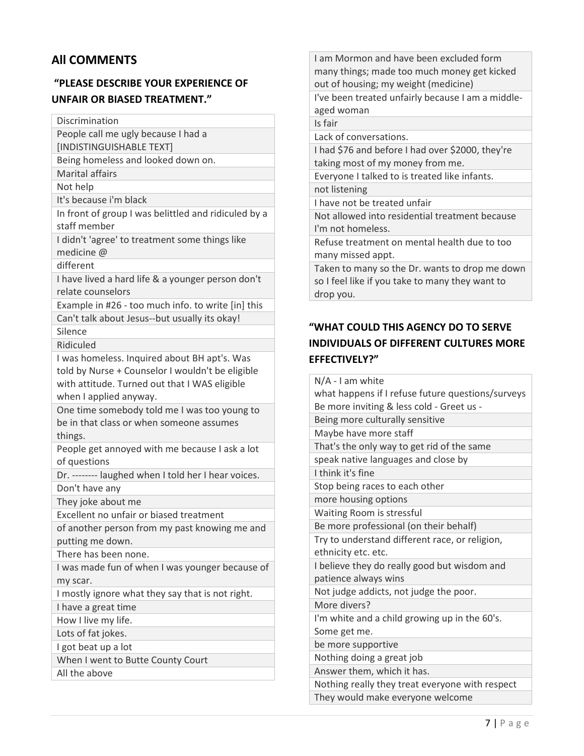## All COMMENTS

### "PLEASE DESCRIBE YOUR EXPERIENCE OF UNFAIR OR BIASED TREATMENT."

| Discrimination |
|---|
| People call me ugly because I had a [INDISTINGUISHABLE TEXT] |
| Being homeless and looked down on. |
| Marital affairs |
| Not help |
| It's because i'm black |
| In front of group I was belittled and ridiculed by a staff member |
| I didn't 'agree' to treatment some things like medicine @ |
| different |
| I have lived a hard life & a younger person don't relate counselors |
| Example in #26 - too much info. to write [in] this |
| Can't talk about Jesus--but usually its okay! |
| Silence |
| Ridiculed |
| I was homeless. Inquired about BH apt's. Was told by Nurse + Counselor I wouldn't be eligible with attitude. Turned out that I WAS eligible when I applied anyway. |
| One time somebody told me I was too young to be in that class or when someone assumes things. |
| People get annoyed with me because I ask a lot of questions |
| Dr. -------- laughed when I told her I hear voices. |
| Don't have any |
| They joke about me |
| Excellent no unfair or biased treatment |
| of another person from my past knowing me and putting me down. |
| There has been none. |
| I was made fun of when I was younger because of my scar. |
| I mostly ignore what they say that is not right. |
| I have a great time |
| How I live my life. |
| Lots of fat jokes. |
| I got beat up a lot |
| When I went to Butte County Court |
| All the above |
| I am Mormon and have been excluded form many things; made too much money get kicked out of housing; my weight (medicine) |
| I've been treated unfairly because I am a middle-aged woman |
| Is fair |
| Lack of conversations. |
| I had $76 and before I had over $2000, they're taking most of my money from me. |
| Everyone I talked to is treated like infants. |
| not listening |
| I have not be treated unfair |
| Not allowed into residential treatment because I'm not homeless. |
| Refuse treatment on mental health due to too many missed appt. |
| Taken to many so the Dr. wants to drop me down so I feel like if you take to many they want to drop you. |

### "WHAT COULD THIS AGENCY DO TO SERVE INDIVIDUALS OF DIFFERENT CULTURES MORE EFFECTIVELY?"

| N/A - I am white |
|---|
| what happens if I refuse future questions/surveys |
| Be more inviting & less cold - Greet us - |
| Being more culturally sensitive |
| Maybe have more staff |
| That's the only way to get rid of the same |
| speak native languages and close by |
| I think it's fine |
| Stop being races to each other |
| more housing options |
| Waiting Room is stressful |
| Be more professional (on their behalf) |
| Try to understand different race, or religion, ethnicity etc. etc. |
| I believe they do really good but wisdom and patience always wins |
| Not judge addicts, not judge the poor. |
| More divers? |
| I'm white and a child growing up in the 60's. Some get me. |
| be more supportive |
| Nothing doing a great job |
| Answer them, which it has. |
| Nothing really they treat everyone with respect |
| They would make everyone welcome |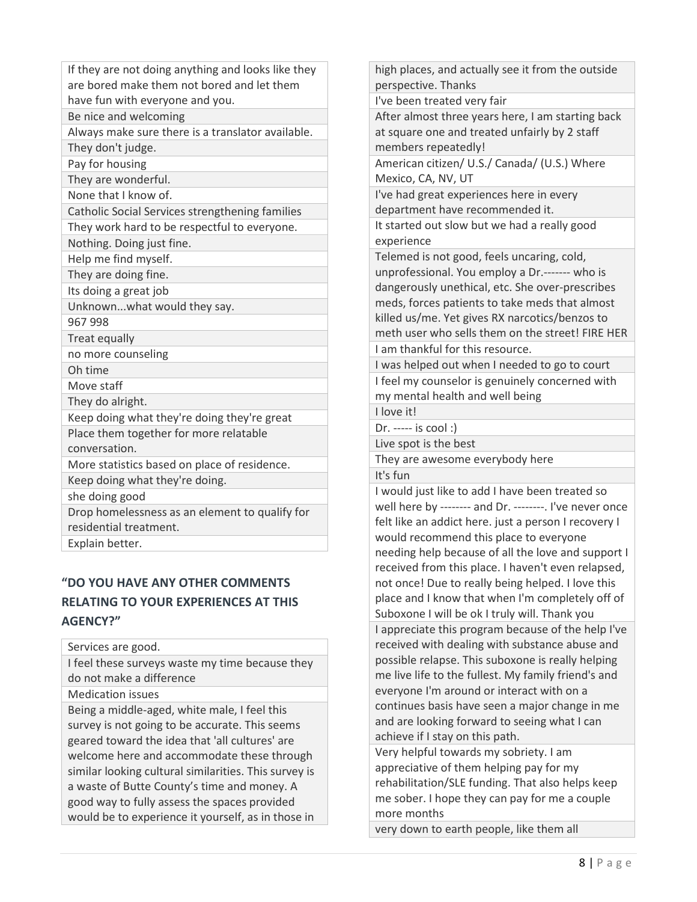| |
|---|
| If they are not doing anything and looks like they are bored make them not bored and let them have fun with everyone and you. |
| Be nice and welcoming |
| Always make sure there is a translator available. |
| They don't judge. |
| Pay for housing |
| They are wonderful. |
| None that I know of. |
| Catholic Social Services strengthening families |
| They work hard to be respectful to everyone. |
| Nothing. Doing just fine. |
| Help me find myself. |
| They are doing fine. |
| Its doing a great job |
| Unknown...what would they say. |
| 967 998 |
| Treat equally |
| no more counseling |
| Oh time |
| Move staff |
| They do alright. |
| Keep doing what they're doing they're great |
| Place them together for more relatable conversation. |
| More statistics based on place of residence. |
| Keep doing what they're doing. |
| she doing good |
| Drop homelessness as an element to qualify for residential treatment. |
| Explain better. |

## "DO YOU HAVE ANY OTHER COMMENTS RELATING TO YOUR EXPERIENCES AT THIS AGENCY?"

| |
|---|
| Services are good. |
| I feel these surveys waste my time because they do not make a difference |
| Medication issues |
| Being a middle-aged, white male, I feel this survey is not going to be accurate. This seems geared toward the idea that 'all cultures' are welcome here and accommodate these through similar looking cultural similarities. This survey is a waste of Butte County's time and money. A good way to fully assess the spaces provided would be to experience it yourself, as in those in high places, and actually see it from the outside perspective. Thanks |
| I've been treated very fair |
| After almost three years here, I am starting back at square one and treated unfairly by 2 staff members repeatedly! |
| American citizen/ U.S./ Canada/ (U.S.) Where Mexico, CA, NV, UT |
| I've had great experiences here in every department have recommended it. |
| It started out slow but we had a really good experience |
| Telemed is not good, feels uncaring, cold, unprofessional. You employ a Dr.------- who is dangerously unethical, etc. She over-prescribes meds, forces patients to take meds that almost killed us/me. Yet gives RX narcotics/benzos to meth user who sells them on the street! FIRE HER |
| I am thankful for this resource. |
| I was helped out when I needed to go to court |
| I feel my counselor is genuinely concerned with my mental health and well being |
| I love it! |
| Dr. ----- is cool :) |
| Live spot is the best |
| They are awesome everybody here |
| It's fun |
| I would just like to add I have been treated so well here by -------- and Dr. --------. I've never once felt like an addict here. just a person I recovery I would recommend this place to everyone needing help because of all the love and support I received from this place. I haven't even relapsed, not once! Due to really being helped. I love this place and I know that when I'm completely off of Suboxone I will be ok I truly will. Thank you |
| I appreciate this program because of the help I've received with dealing with substance abuse and possible relapse. This suboxone is really helping me live life to the fullest. My family friend's and everyone I'm around or interact with on a continues basis have seen a major change in me and are looking forward to seeing what I can achieve if I stay on this path. |
| Very helpful towards my sobriety. I am appreciative of them helping pay for my rehabilitation/SLE funding. That also helps keep me sober. I hope they can pay for me a couple more months |
| very down to earth people, like them all |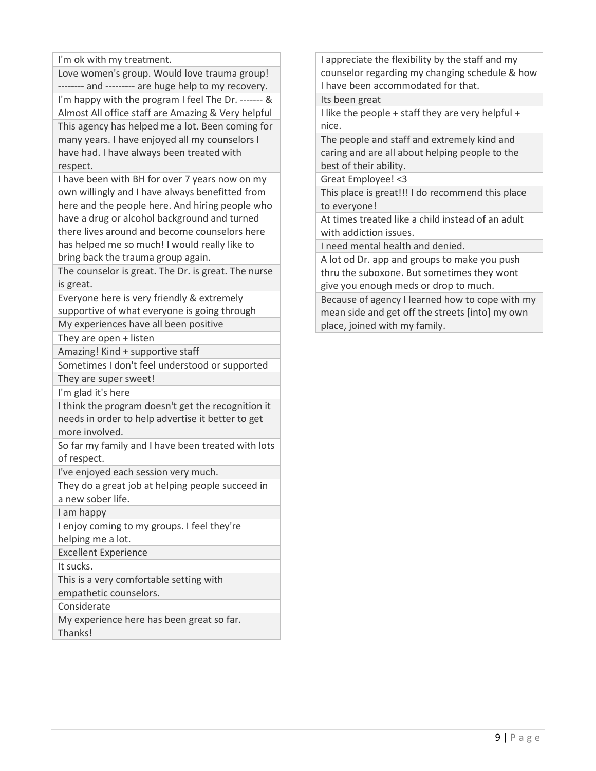| |
|---|
| I'm ok with my treatment. |
| Love women's group. Would love trauma group! -------- and --------- are huge help to my recovery. |
| I'm happy with the program I feel The Dr. ------- & Almost All office staff are Amazing & Very helpful |
| This agency has helped me a lot. Been coming for many years. I have enjoyed all my counselors I have had. I have always been treated with respect. |
| I have been with BH for over 7 years now on my own willingly and I have always benefitted from here and the people here. And hiring people who have a drug or alcohol background and turned there lives around and become counselors here has helped me so much! I would really like to bring back the trauma group again. |
| The counselor is great. The Dr. is great. The nurse is great. |
| Everyone here is very friendly & extremely supportive of what everyone is going through |
| My experiences have all been positive |
| They are open + listen |
| Amazing! Kind + supportive staff |
| Sometimes I don't feel understood or supported |
| They are super sweet! |
| I'm glad it's here |
| I think the program doesn't get the recognition it needs in order to help advertise it better to get more involved. |
| So far my family and I have been treated with lots of respect. |
| I've enjoyed each session very much. |
| They do a great job at helping people succeed in a new sober life. |
| I am happy |
| I enjoy coming to my groups. I feel they're helping me a lot. |
| Excellent Experience |
| It sucks. |
| This is a very comfortable setting with empathetic counselors. |
| Considerate |
| My experience here has been great so far. Thanks! |
| I appreciate the flexibility by the staff and my counselor regarding my changing schedule & how I have been accommodated for that. |
| Its been great |
| I like the people + staff they are very helpful + nice. |
| The people and staff and extremely kind and caring and are all about helping people to the best of their ability. |
| Great Employee! <3 |
| This place is great!!! I do recommend this place to everyone! |
| At times treated like a child instead of an adult with addiction issues. |
| I need mental health and denied. |
| A lot od Dr. app and groups to make you push thru the suboxone. But sometimes they wont give you enough meds or drop to much. |
| Because of agency I learned how to cope with my mean side and get off the streets [into] my own place, joined with my family. |